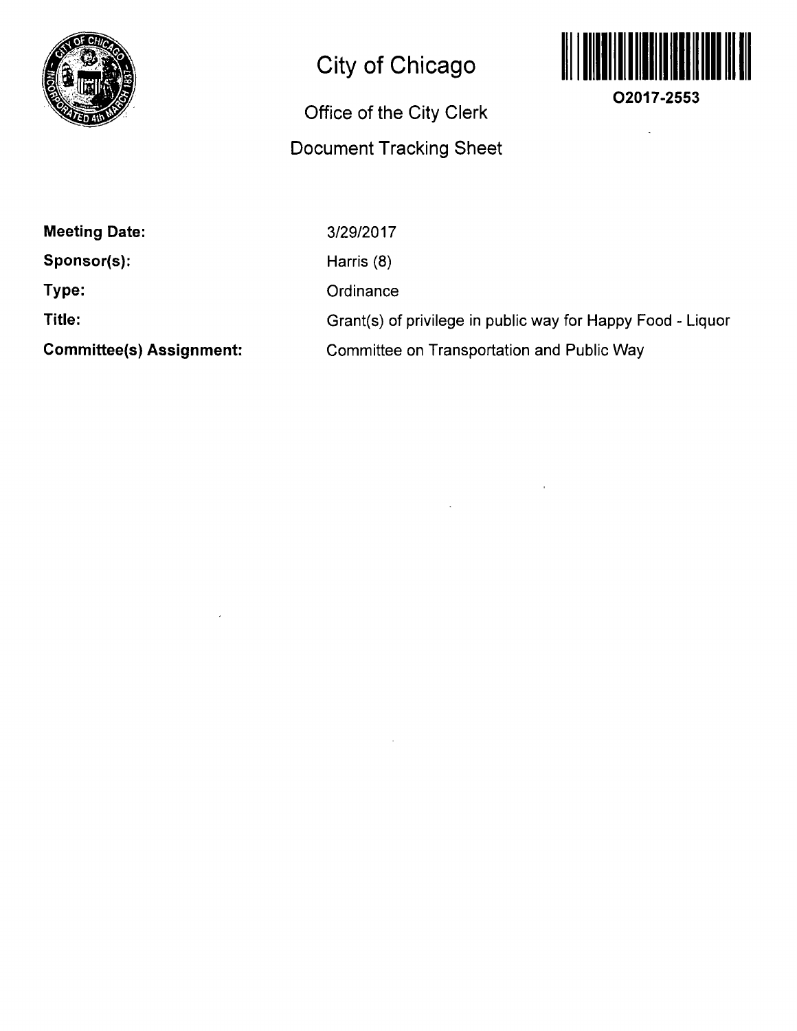# City of Chicago

## Office of the City Clerk

## Document Tracking Sheet

O2017-2553

| | |
|---|---|
| **Meeting Date:** | 3/29/2017 |
| **Sponsor(s):** | Harris (8) |
| **Type:** | Ordinance |
| **Title:** | Grant(s) of privilege in public way for Happy Food - Liquor |
| **Committee(s) Assignment:** | Committee on Transportation and Public Way |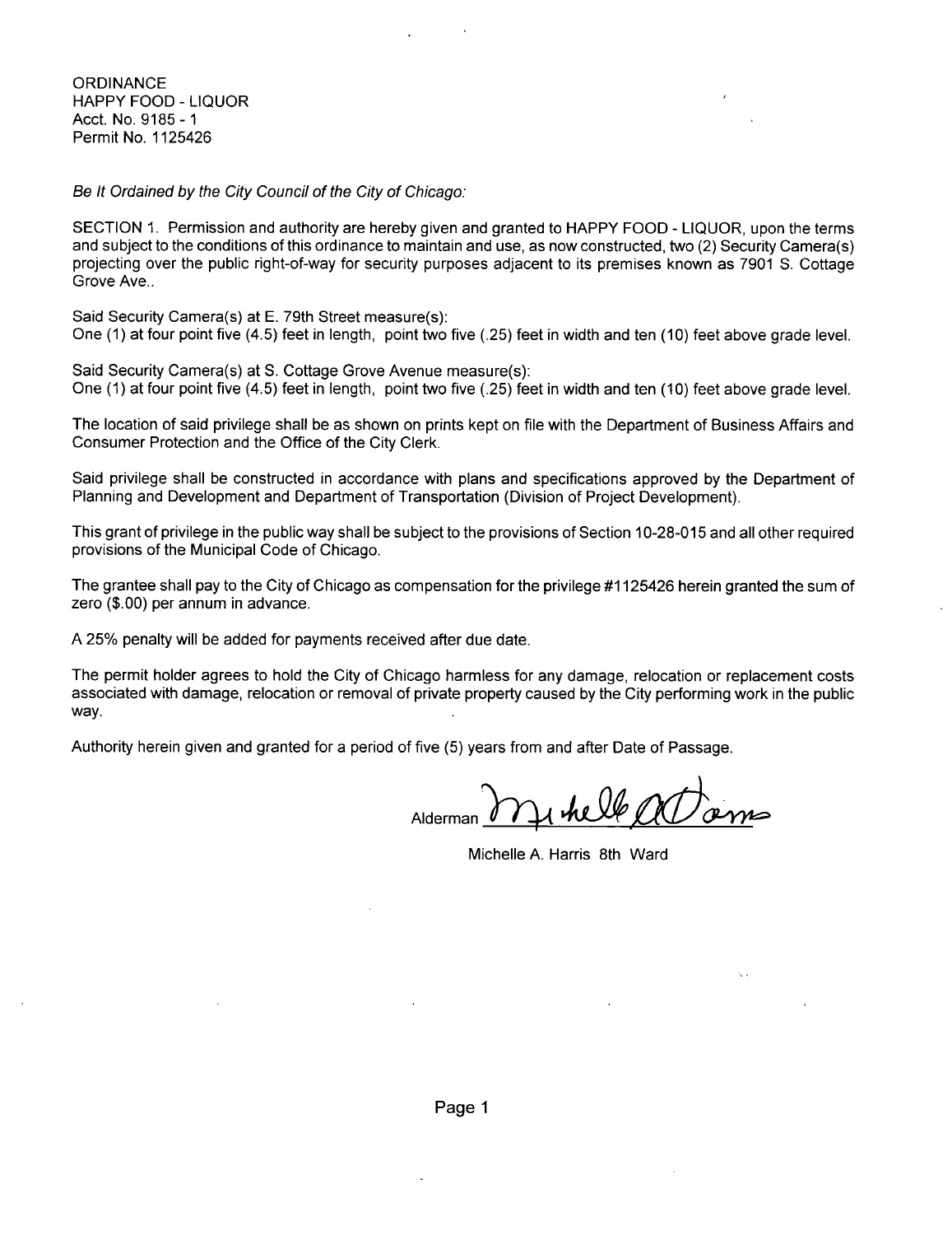ORDINANCE
HAPPY FOOD - LIQUOR
Acct. No. 9185 - 1
Permit No. 1125426

*Be It Ordained by the City Council of the City of Chicago:*

SECTION 1. Permission and authority are hereby given and granted to HAPPY FOOD - LIQUOR, upon the terms and subject to the conditions of this ordinance to maintain and use, as now constructed, two (2) Security Camera(s) projecting over the public right-of-way for security purposes adjacent to its premises known as 7901 S. Cottage Grove Ave..

Said Security Camera(s) at E. 79th Street measure(s):
One (1) at four point five (4.5) feet in length, point two five (.25) feet in width and ten (10) feet above grade level.

Said Security Camera(s) at S. Cottage Grove Avenue measure(s):
One (1) at four point five (4.5) feet in length, point two five (.25) feet in width and ten (10) feet above grade level.

The location of said privilege shall be as shown on prints kept on file with the Department of Business Affairs and Consumer Protection and the Office of the City Clerk.

Said privilege shall be constructed in accordance with plans and specifications approved by the Department of Planning and Development and Department of Transportation (Division of Project Development).

This grant of privilege in the public way shall be subject to the provisions of Section 10-28-015 and all other required provisions of the Municipal Code of Chicago.

The grantee shall pay to the City of Chicago as compensation for the privilege #1125426 herein granted the sum of zero ($.00) per annum in advance.

A 25% penalty will be added for payments received after due date.

The permit holder agrees to hold the City of Chicago harmless for any damage, relocation or replacement costs associated with damage, relocation or removal of private property caused by the City performing work in the public way.

Authority herein given and granted for a period of five (5) years from and after Date of Passage.

Alderman Michelle A. Harris

Michelle A. Harris 8th Ward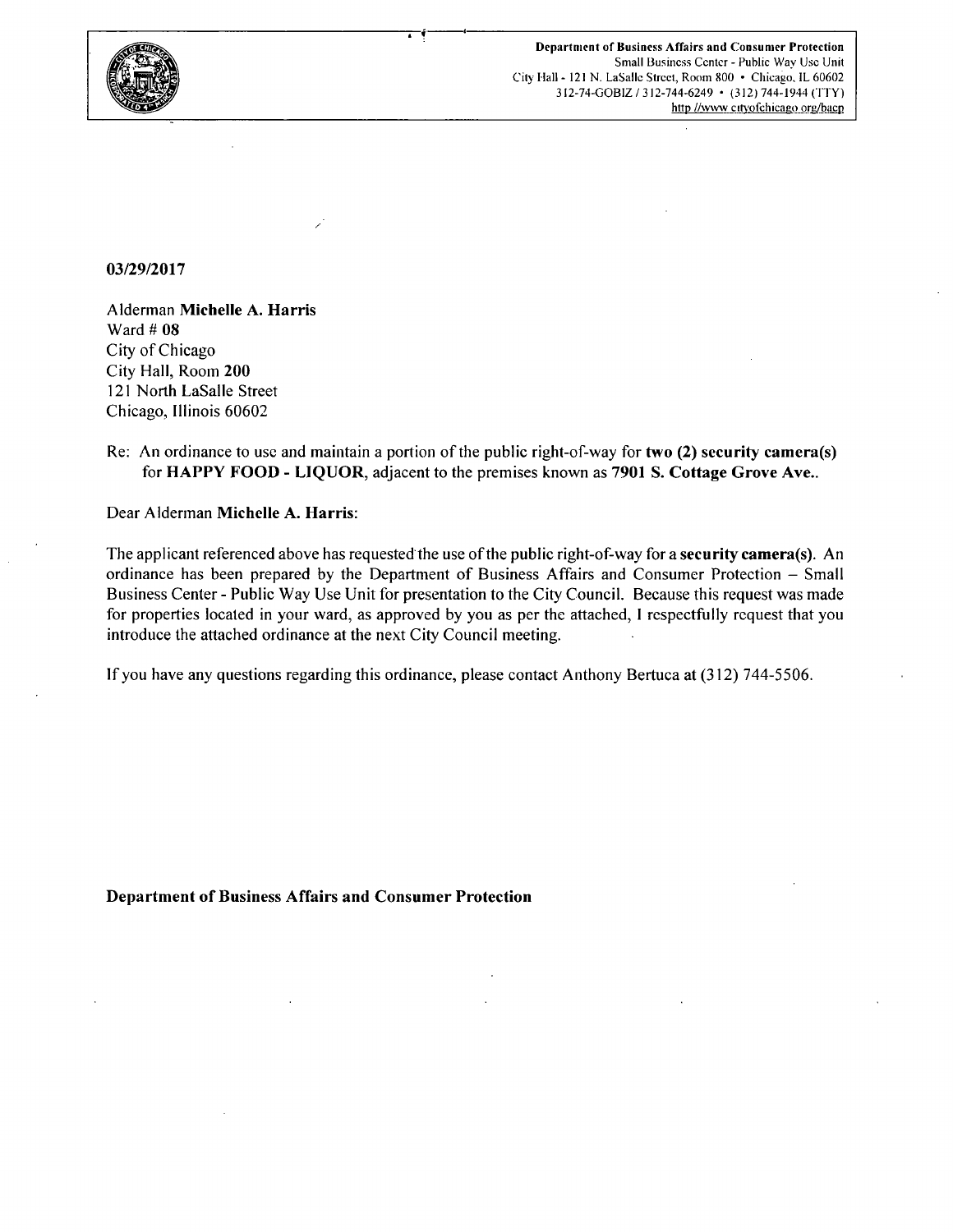**Department of Business Affairs and Consumer Protection**
Small Business Center - Public Way Use Unit
City Hall - 121 N. LaSalle Street, Room 800 • Chicago, IL 60602
312-74-GOBIZ / 312-744-6249 • (312) 744-1944 (TTY)
http //www cityofchicago org/bacp

**03/29/2017**

Alderman **Michelle A. Harris**
Ward # **08**
City of Chicago
City Hall, Room **200**
121 North LaSalle Street
Chicago, Illinois 60602

Re: An ordinance to use and maintain a portion of the public right-of-way for **two (2) security camera(s)** for **HAPPY FOOD - LIQUOR**, adjacent to the premises known as **7901 S. Cottage Grove Ave.**.

Dear Alderman **Michelle A. Harris**:

The applicant referenced above has requested the use of the public right-of-way for a **security camera(s)**. An ordinance has been prepared by the Department of Business Affairs and Consumer Protection – Small Business Center - Public Way Use Unit for presentation to the City Council. Because this request was made for properties located in your ward, as approved by you as per the attached, I respectfully request that you introduce the attached ordinance at the next City Council meeting.

If you have any questions regarding this ordinance, please contact Anthony Bertuca at (312) 744-5506.

**Department of Business Affairs and Consumer Protection**